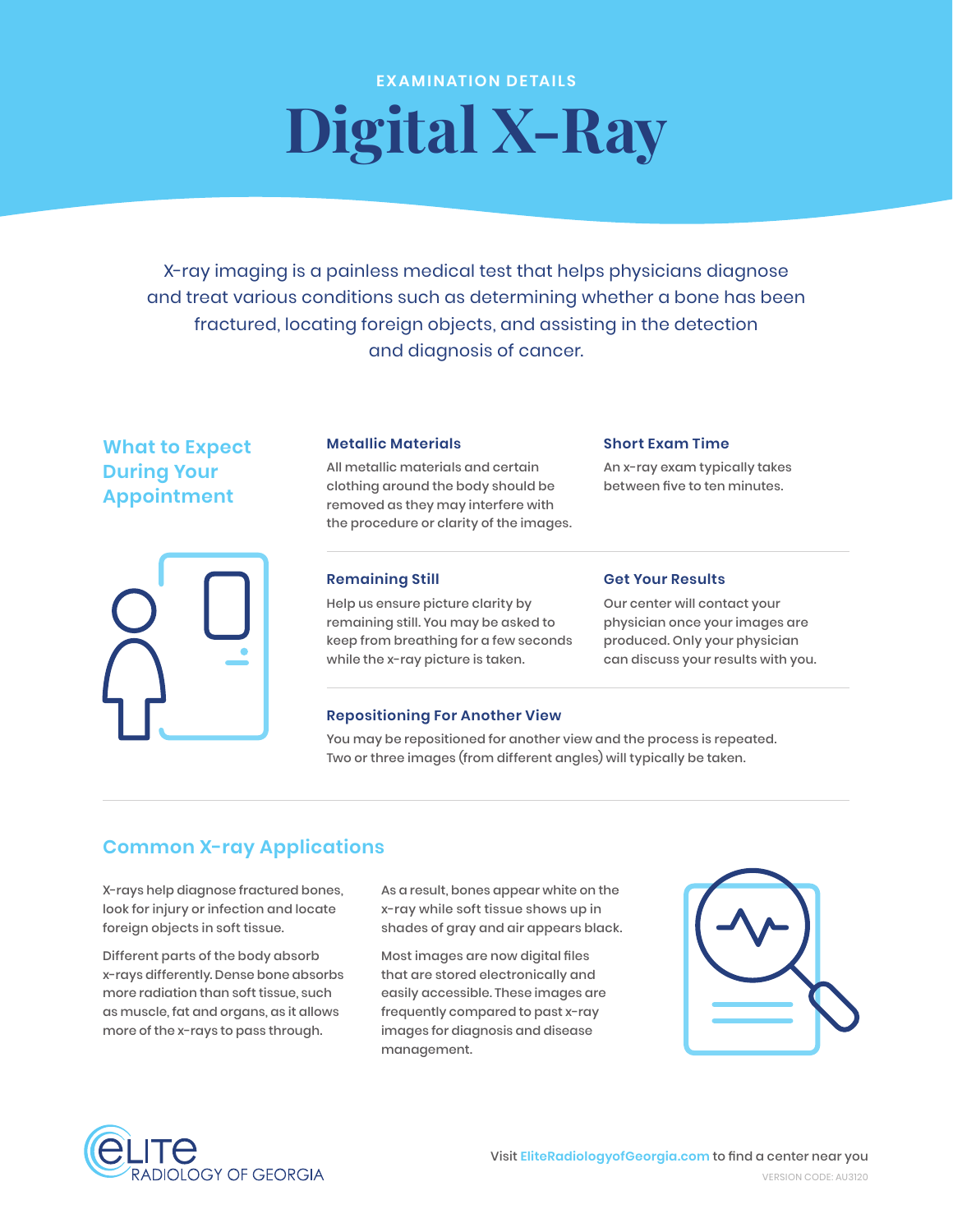EXAMINATION DETAILS

# Digital X-Ray

X-ray imaging is a painless medical test that helps physicians diagnose and treat various conditions such as determining whether a bone has been fractured, locating foreign objects, and assisting in the detection and diagnosis of cancer.

## What to Expect During Your Appointment

### Metallic Materials

All metallic materials and certain clothing around the body should be removed as they may interfere with the procedure or clarity of the images.

### Short Exam Time

An x-ray exam typically takes between five to ten minutes.

### Remaining Still

Help us ensure picture clarity by remaining still. You may be asked to keep from breathing for a few seconds while the x-ray picture is taken.

### Get Your Results

Our center will contact your physician once your images are produced. Only your physician can discuss your results with you.

### Repositioning For Another View

You may be repositioned for another view and the process is repeated. Two or three images (from different angles) will typically be taken.

## Common X-ray Applications

X-rays help diagnose fractured bones, look for injury or infection and locate foreign objects in soft tissue.

Different parts of the body absorb x-rays differently. Dense bone absorbs more radiation than soft tissue, such as muscle, fat and organs, as it allows more of the x-rays to pass through.

As a result, bones appear white on the x-ray while soft tissue shows up in shades of gray and air appears black.

Most images are now digital files that are stored electronically and easily accessible. These images are frequently compared to past x-ray images for diagnosis and disease management.

ELITE RADIOLOGY OF GEORGIA

Visit EliteRadiologyofGeorgia.com to find a center near you

VERSION CODE: AU3120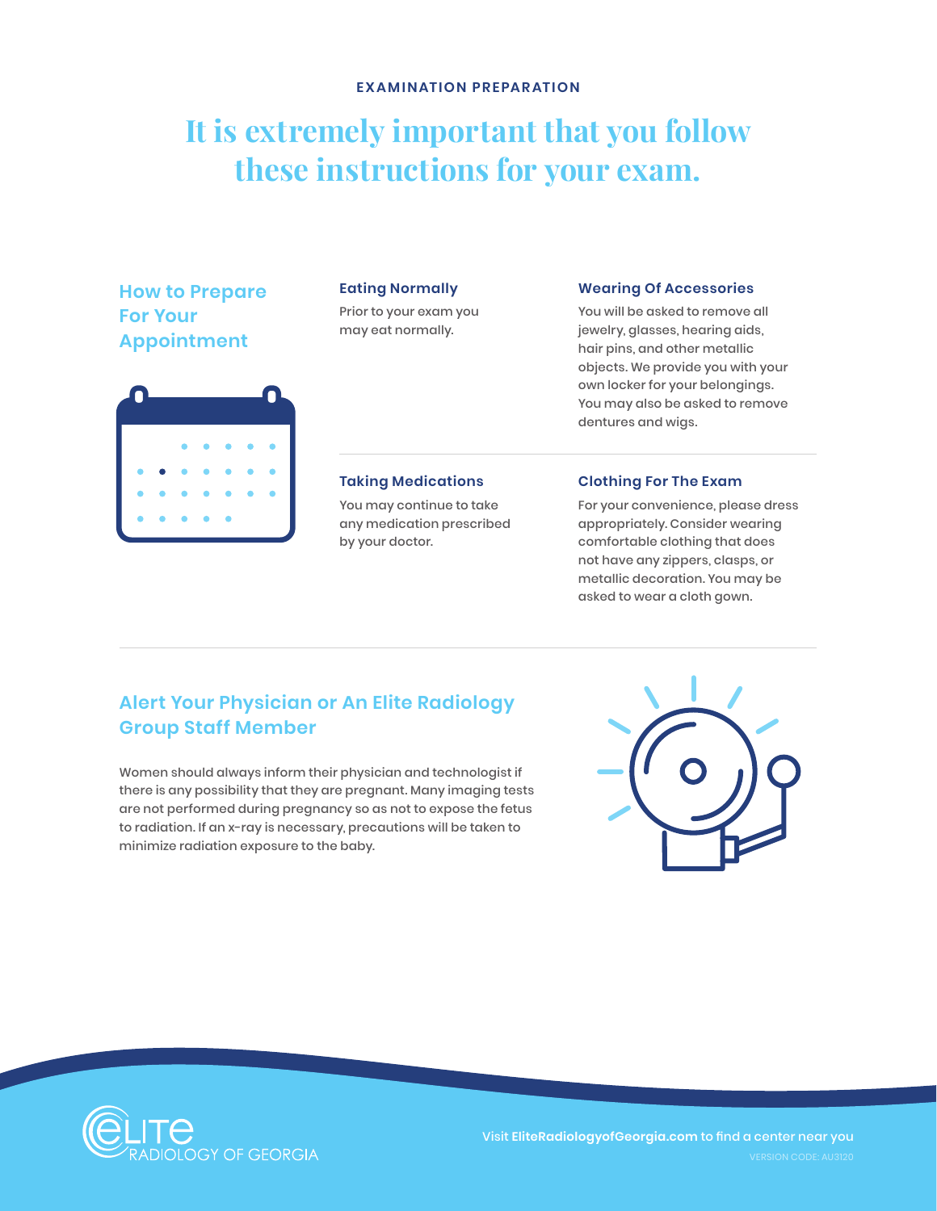EXAMINATION PREPARATION

# It is extremely important that you follow these instructions for your exam.

## How to Prepare For Your Appointment

### Eating Normally

Prior to your exam you may eat normally.

### Wearing Of Accessories

You will be asked to remove all jewelry, glasses, hearing aids, hair pins, and other metallic objects. We provide you with your own locker for your belongings. You may also be asked to remove dentures and wigs.

### Taking Medications

You may continue to take any medication prescribed by your doctor.

### Clothing For The Exam

For your convenience, please dress appropriately. Consider wearing comfortable clothing that does not have any zippers, clasps, or metallic decoration. You may be asked to wear a cloth gown.

## Alert Your Physician or An Elite Radiology Group Staff Member

Women should always inform their physician and technologist if there is any possibility that they are pregnant. Many imaging tests are not performed during pregnancy so as not to expose the fetus to radiation. If an x-ray is necessary, precautions will be taken to minimize radiation exposure to the baby.

ELITE RADIOLOGY OF GEORGIA

Visit **EliteRadiologyofGeorgia.com** to find a center near you

VERSION CODE: AU3120